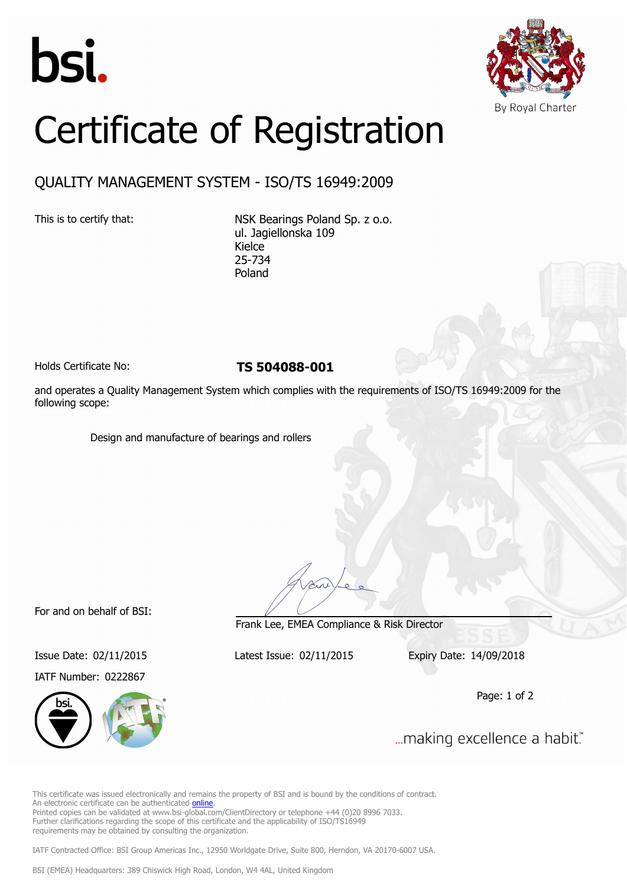bsi.

By Royal Charter

# Certificate of Registration

## QUALITY MANAGEMENT SYSTEM - ISO/TS 16949:2009

This is to certify that:

NSK Bearings Poland Sp. z o.o.
ul. Jagiellonska 109
Kielce
25-734
Poland

Holds Certificate No: **TS 504088-001**

and operates a Quality Management System which complies with the requirements of ISO/TS 16949:2009 for the following scope:

Design and manufacture of bearings and rollers

For and on behalf of BSI:

Frank Lee, EMEA Compliance & Risk Director

Issue Date: 02/11/2015

Latest Issue: 02/11/2015

Expiry Date: 14/09/2018

IATF Number: 0222867

...making excellence a habit.™

This certificate was issued electronically and remains the property of BSI and is bound by the conditions of contract.
An electronic certificate can be authenticated online.
Printed copies can be validated at www.bsi-global.com/ClientDirectory or telephone +44 (0)20 8996 7033.
Further clarifications regarding the scope of this certificate and the applicability of ISO/TS16949 requirements may be obtained by consulting the organization.

IATF Contracted Office: BSI Group Americas Inc., 12950 Worldgate Drive, Suite 800, Herndon, VA 20170-6007 USA.

BSI (EMEA) Headquarters: 389 Chiswick High Road, London, W4 4AL, United Kingdom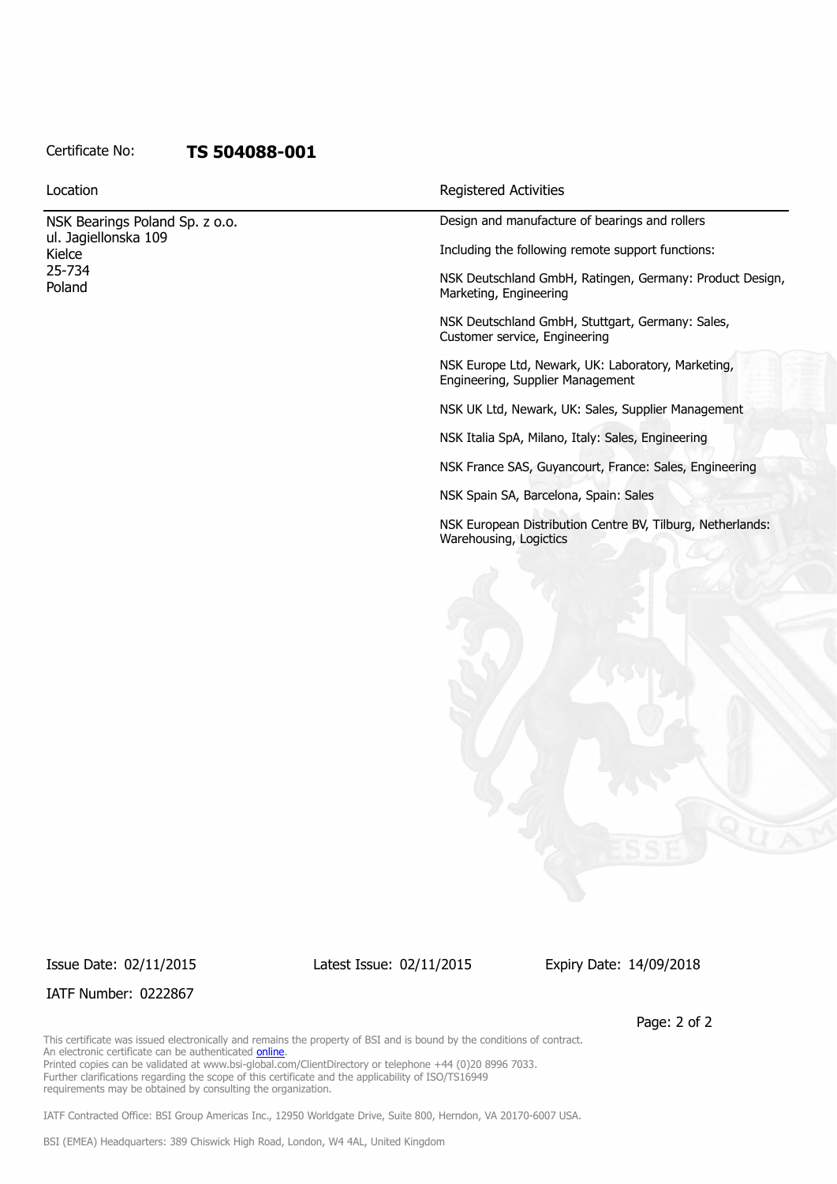Certificate No: **TS 504088-001**

| Location | Registered Activities |
| --- | --- |
| NSK Bearings Poland Sp. z o.o.<br>ul. Jagiellonska 109<br>Kielce<br>25-734<br>Poland | Design and manufacture of bearings and rollers<br><br>Including the following remote support functions:<br><br>NSK Deutschland GmbH, Ratingen, Germany: Product Design, Marketing, Engineering<br><br>NSK Deutschland GmbH, Stuttgart, Germany: Sales, Customer service, Engineering<br><br>NSK Europe Ltd, Newark, UK: Laboratory, Marketing, Engineering, Supplier Management<br><br>NSK UK Ltd, Newark, UK: Sales, Supplier Management<br><br>NSK Italia SpA, Milano, Italy: Sales, Engineering<br><br>NSK France SAS, Guyancourt, France: Sales, Engineering<br><br>NSK Spain SA, Barcelona, Spain: Sales<br><br>NSK European Distribution Centre BV, Tilburg, Netherlands: Warehousing, Logictics |

Issue Date: 02/11/2015 Latest Issue: 02/11/2015 Expiry Date: 14/09/2018

IATF Number: 0222867

This certificate was issued electronically and remains the property of BSI and is bound by the conditions of contract.
An electronic certificate can be authenticated online.
Printed copies can be validated at www.bsi-global.com/ClientDirectory or telephone +44 (0)20 8996 7033.
Further clarifications regarding the scope of this certificate and the applicability of ISO/TS16949 requirements may be obtained by consulting the organization.

IATF Contracted Office: BSI Group Americas Inc., 12950 Worldgate Drive, Suite 800, Herndon, VA 20170-6007 USA.

BSI (EMEA) Headquarters: 389 Chiswick High Road, London, W4 4AL, United Kingdom